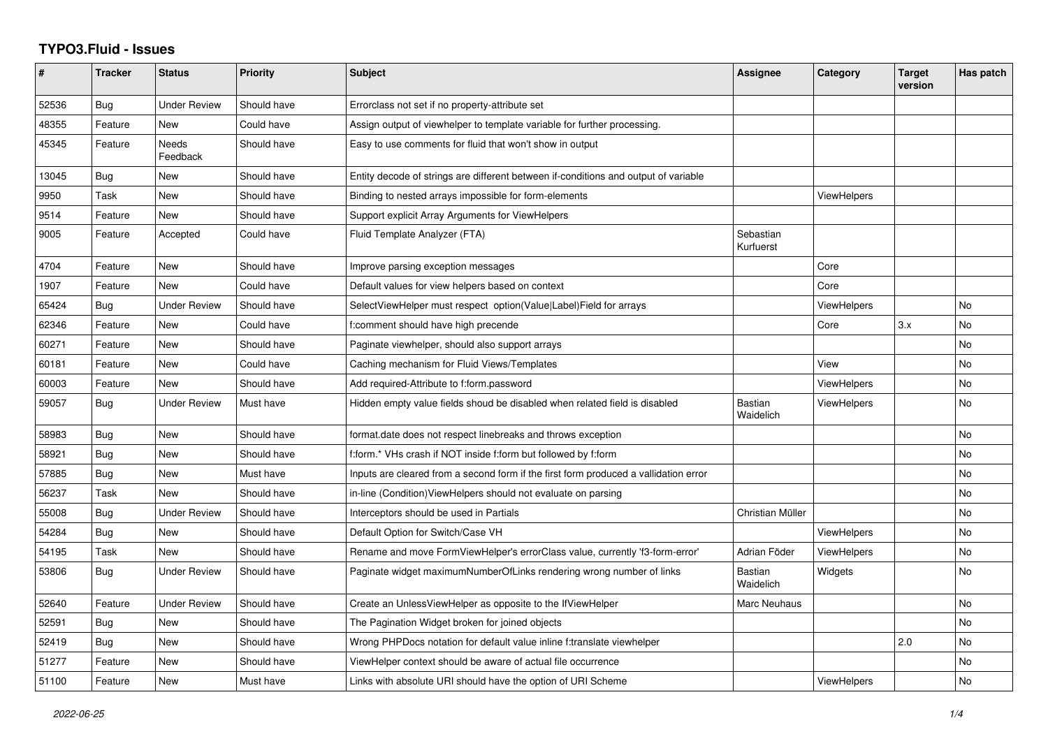# TYPO3.Fluid - Issues

| # | Tracker | Status | Priority | Subject | Assignee | Category | Target version | Has patch |
|---|---|---|---|---|---|---|---|---|
| 52536 | Bug | Under Review | Should have | Errorclass not set if no property-attribute set | | | | |
| 48355 | Feature | New | Could have | Assign output of viewhelper to template variable for further processing. | | | | |
| 45345 | Feature | Needs Feedback | Should have | Easy to use comments for fluid that won't show in output | | | | |
| 13045 | Bug | New | Should have | Entity decode of strings are different between if-conditions and output of variable | | | | |
| 9950 | Task | New | Should have | Binding to nested arrays impossible for form-elements | | ViewHelpers | | |
| 9514 | Feature | New | Should have | Support explicit Array Arguments for ViewHelpers | | | | |
| 9005 | Feature | Accepted | Could have | Fluid Template Analyzer (FTA) | Sebastian Kurfuerst | | | |
| 4704 | Feature | New | Should have | Improve parsing exception messages | | Core | | |
| 1907 | Feature | New | Could have | Default values for view helpers based on context | | Core | | |
| 65424 | Bug | Under Review | Should have | SelectViewHelper must respect option(Value\|Label)Field for arrays | | ViewHelpers | | No |
| 62346 | Feature | New | Could have | f:comment should have high precende | | Core | 3.x | No |
| 60271 | Feature | New | Should have | Paginate viewhelper, should also support arrays | | | | No |
| 60181 | Feature | New | Could have | Caching mechanism for Fluid Views/Templates | | View | | No |
| 60003 | Feature | New | Should have | Add required-Attribute to f:form.password | | ViewHelpers | | No |
| 59057 | Bug | Under Review | Must have | Hidden empty value fields shoud be disabled when related field is disabled | Bastian Waidelich | ViewHelpers | | No |
| 58983 | Bug | New | Should have | format.date does not respect linebreaks and throws exception | | | | No |
| 58921 | Bug | New | Should have | f:form.* VHs crash if NOT inside f:form but followed by f:form | | | | No |
| 57885 | Bug | New | Must have | Inputs are cleared from a second form if the first form produced a vallidation error | | | | No |
| 56237 | Task | New | Should have | in-line (Condition)ViewHelpers should not evaluate on parsing | | | | No |
| 55008 | Bug | Under Review | Should have | Interceptors should be used in Partials | Christian Müller | | | No |
| 54284 | Bug | New | Should have | Default Option for Switch/Case VH | | ViewHelpers | | No |
| 54195 | Task | New | Should have | Rename and move FormViewHelper's errorClass value, currently 'f3-form-error' | Adrian Föder | ViewHelpers | | No |
| 53806 | Bug | Under Review | Should have | Paginate widget maximumNumberOfLinks rendering wrong number of links | Bastian Waidelich | Widgets | | No |
| 52640 | Feature | Under Review | Should have | Create an UnlessViewHelper as opposite to the IfViewHelper | Marc Neuhaus | | | No |
| 52591 | Bug | New | Should have | The Pagination Widget broken for joined objects | | | | No |
| 52419 | Bug | New | Should have | Wrong PHPDocs notation for default value inline f:translate viewhelper | | | 2.0 | No |
| 51277 | Feature | New | Should have | ViewHelper context should be aware of actual file occurrence | | | | No |
| 51100 | Feature | New | Must have | Links with absolute URI should have the option of URI Scheme | | ViewHelpers | | No |

*2022-06-25*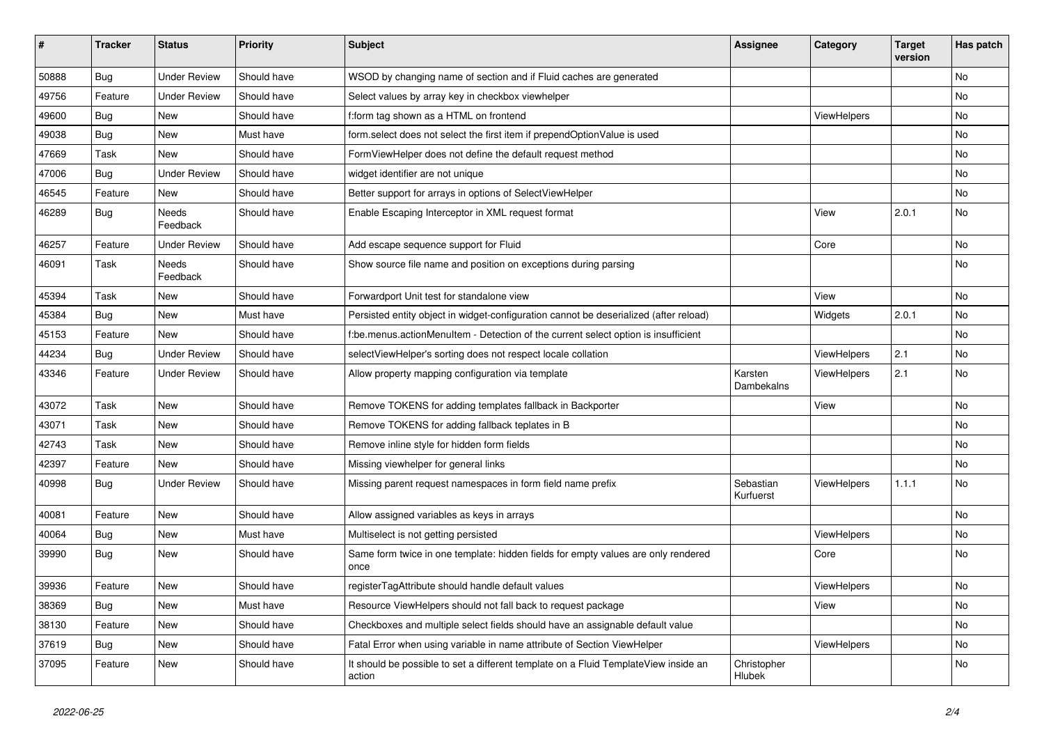| # | Tracker | Status | Priority | Subject | Assignee | Category | Target version | Has patch |
|---|---|---|---|---|---|---|---|---|
| 50888 | Bug | Under Review | Should have | WSOD by changing name of section and if Fluid caches are generated | | | | No |
| 49756 | Feature | Under Review | Should have | Select values by array key in checkbox viewhelper | | | | No |
| 49600 | Bug | New | Should have | f:form tag shown as a HTML on frontend | | ViewHelpers | | No |
| 49038 | Bug | New | Must have | form.select does not select the first item if prependOptionValue is used | | | | No |
| 47669 | Task | New | Should have | FormViewHelper does not define the default request method | | | | No |
| 47006 | Bug | Under Review | Should have | widget identifier are not unique | | | | No |
| 46545 | Feature | New | Should have | Better support for arrays in options of SelectViewHelper | | | | No |
| 46289 | Bug | Needs Feedback | Should have | Enable Escaping Interceptor in XML request format | | View | 2.0.1 | No |
| 46257 | Feature | Under Review | Should have | Add escape sequence support for Fluid | | Core | | No |
| 46091 | Task | Needs Feedback | Should have | Show source file name and position on exceptions during parsing | | | | No |
| 45394 | Task | New | Should have | Forwardport Unit test for standalone view | | View | | No |
| 45384 | Bug | New | Must have | Persisted entity object in widget-configuration cannot be deserialized (after reload) | | Widgets | 2.0.1 | No |
| 45153 | Feature | New | Should have | f:be.menus.actionMenuItem - Detection of the current select option is insufficient | | | | No |
| 44234 | Bug | Under Review | Should have | selectViewHelper's sorting does not respect locale collation | | ViewHelpers | 2.1 | No |
| 43346 | Feature | Under Review | Should have | Allow property mapping configuration via template | Karsten Dambekalns | ViewHelpers | 2.1 | No |
| 43072 | Task | New | Should have | Remove TOKENS for adding templates fallback in Backporter | | View | | No |
| 43071 | Task | New | Should have | Remove TOKENS for adding fallback teplates in B | | | | No |
| 42743 | Task | New | Should have | Remove inline style for hidden form fields | | | | No |
| 42397 | Feature | New | Should have | Missing viewhelper for general links | | | | No |
| 40998 | Bug | Under Review | Should have | Missing parent request namespaces in form field name prefix | Sebastian Kurfuerst | ViewHelpers | 1.1.1 | No |
| 40081 | Feature | New | Should have | Allow assigned variables as keys in arrays | | | | No |
| 40064 | Bug | New | Must have | Multiselect is not getting persisted | | ViewHelpers | | No |
| 39990 | Bug | New | Should have | Same form twice in one template: hidden fields for empty values are only rendered once | | Core | | No |
| 39936 | Feature | New | Should have | registerTagAttribute should handle default values | | ViewHelpers | | No |
| 38369 | Bug | New | Must have | Resource ViewHelpers should not fall back to request package | | View | | No |
| 38130 | Feature | New | Should have | Checkboxes and multiple select fields should have an assignable default value | | | | No |
| 37619 | Bug | New | Should have | Fatal Error when using variable in name attribute of Section ViewHelper | | ViewHelpers | | No |
| 37095 | Feature | New | Should have | It should be possible to set a different template on a Fluid TemplateView inside an action | Christopher Hlubek | | | No |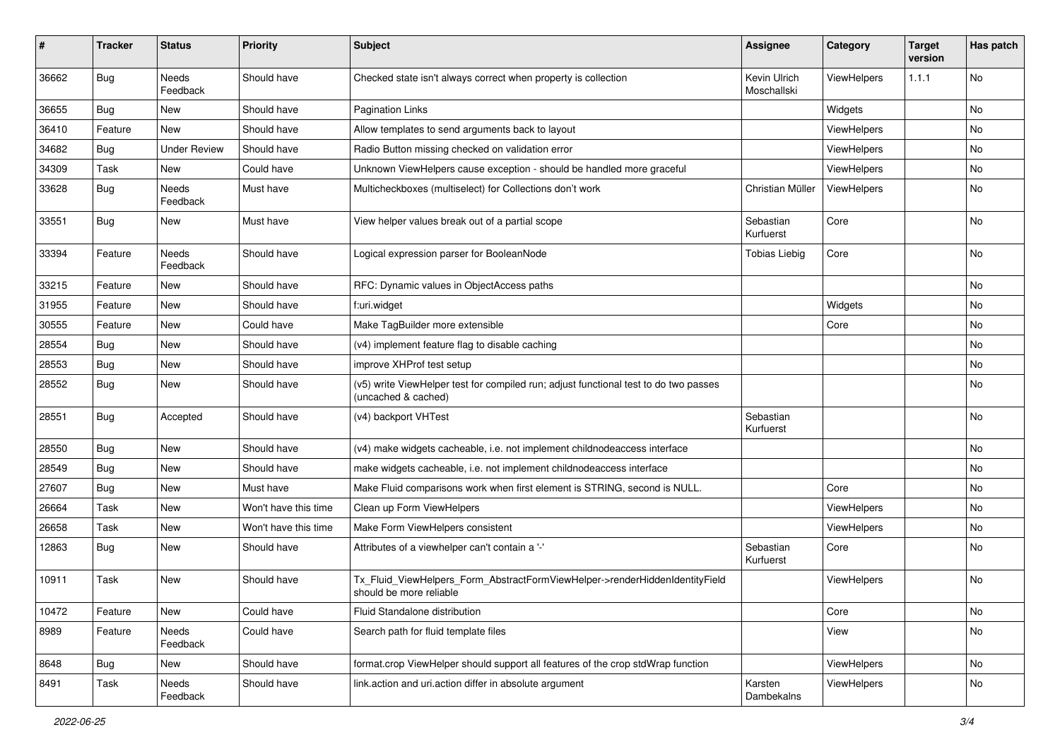| # | Tracker | Status | Priority | Subject | Assignee | Category | Target version | Has patch |
|---|---|---|---|---|---|---|---|---|
| 36662 | Bug | Needs Feedback | Should have | Checked state isn't always correct when property is collection | Kevin Ulrich Moschallski | ViewHelpers | 1.1.1 | No |
| 36655 | Bug | New | Should have | Pagination Links | | Widgets | | No |
| 36410 | Feature | New | Should have | Allow templates to send arguments back to layout | | ViewHelpers | | No |
| 34682 | Bug | Under Review | Should have | Radio Button missing checked on validation error | | ViewHelpers | | No |
| 34309 | Task | New | Could have | Unknown ViewHelpers cause exception - should be handled more graceful | | ViewHelpers | | No |
| 33628 | Bug | Needs Feedback | Must have | Multicheckboxes (multiselect) for Collections don't work | Christian Müller | ViewHelpers | | No |
| 33551 | Bug | New | Must have | View helper values break out of a partial scope | Sebastian Kurfuerst | Core | | No |
| 33394 | Feature | Needs Feedback | Should have | Logical expression parser for BooleanNode | Tobias Liebig | Core | | No |
| 33215 | Feature | New | Should have | RFC: Dynamic values in ObjectAccess paths | | | | No |
| 31955 | Feature | New | Should have | f:uri.widget | | Widgets | | No |
| 30555 | Feature | New | Could have | Make TagBuilder more extensible | | Core | | No |
| 28554 | Bug | New | Should have | (v4) implement feature flag to disable caching | | | | No |
| 28553 | Bug | New | Should have | improve XHProf test setup | | | | No |
| 28552 | Bug | New | Should have | (v5) write ViewHelper test for compiled run; adjust functional test to do two passes (uncached & cached) | | | | No |
| 28551 | Bug | Accepted | Should have | (v4) backport VHTest | Sebastian Kurfuerst | | | No |
| 28550 | Bug | New | Should have | (v4) make widgets cacheable, i.e. not implement childnodeaccess interface | | | | No |
| 28549 | Bug | New | Should have | make widgets cacheable, i.e. not implement childnodeaccess interface | | | | No |
| 27607 | Bug | New | Must have | Make Fluid comparisons work when first element is STRING, second is NULL. | | Core | | No |
| 26664 | Task | New | Won't have this time | Clean up Form ViewHelpers | | ViewHelpers | | No |
| 26658 | Task | New | Won't have this time | Make Form ViewHelpers consistent | | ViewHelpers | | No |
| 12863 | Bug | New | Should have | Attributes of a viewhelper can't contain a '-' | Sebastian Kurfuerst | Core | | No |
| 10911 | Task | New | Should have | Tx_Fluid_ViewHelpers_Form_AbstractFormViewHelper->renderHiddenIdentityField should be more reliable | | ViewHelpers | | No |
| 10472 | Feature | New | Could have | Fluid Standalone distribution | | Core | | No |
| 8989 | Feature | Needs Feedback | Could have | Search path for fluid template files | | View | | No |
| 8648 | Bug | New | Should have | format.crop ViewHelper should support all features of the crop stdWrap function | | ViewHelpers | | No |
| 8491 | Task | Needs Feedback | Should have | link.action and uri.action differ in absolute argument | Karsten Dambekalns | ViewHelpers | | No |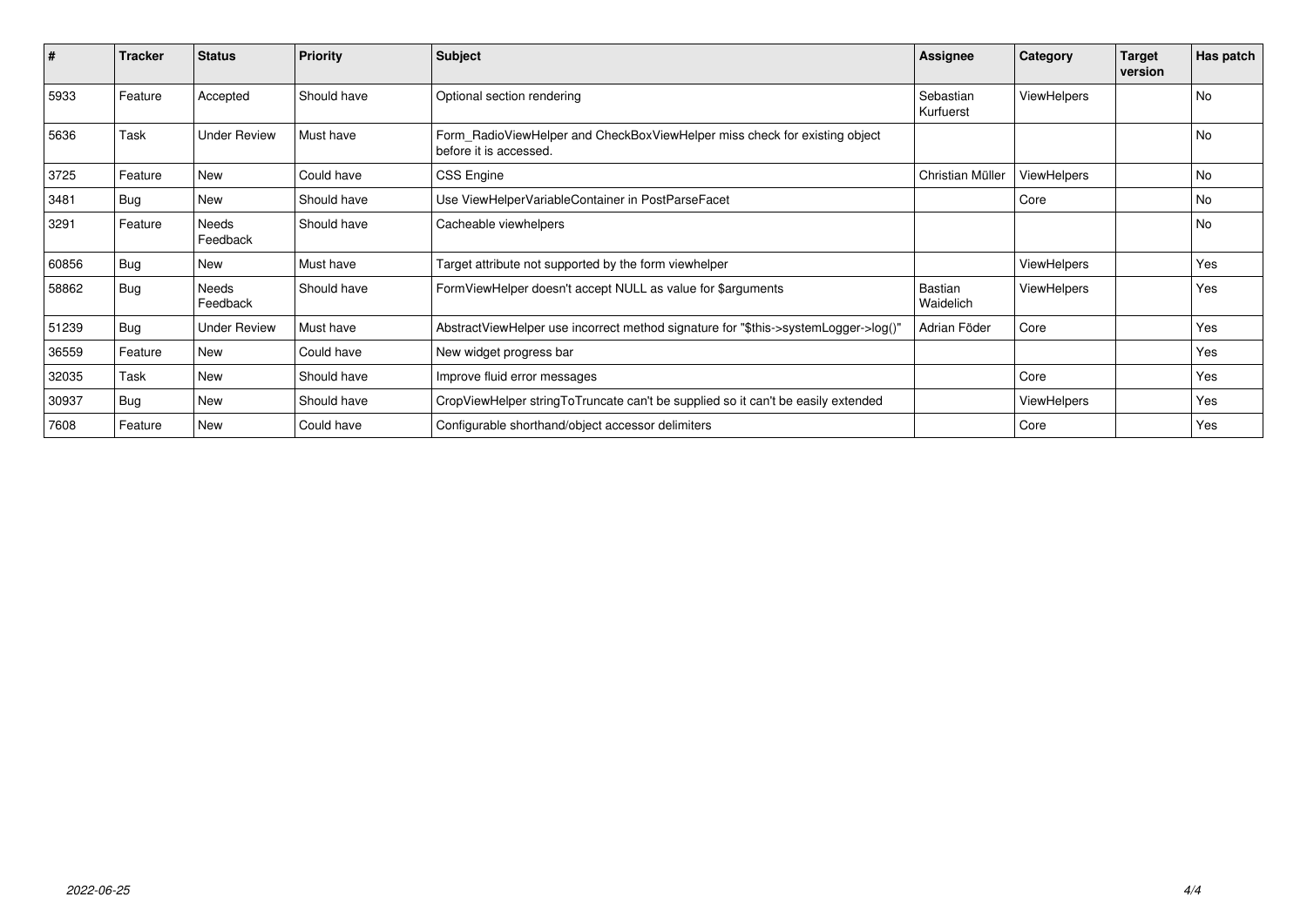| # | Tracker | Status | Priority | Subject | Assignee | Category | Target version | Has patch |
|---|---|---|---|---|---|---|---|---|
| 5933 | Feature | Accepted | Should have | Optional section rendering | Sebastian Kurfuerst | ViewHelpers | | No |
| 5636 | Task | Under Review | Must have | Form_RadioViewHelper and CheckBoxViewHelper miss check for existing object before it is accessed. | | | | No |
| 3725 | Feature | New | Could have | CSS Engine | Christian Müller | ViewHelpers | | No |
| 3481 | Bug | New | Should have | Use ViewHelperVariableContainer in PostParseFacet | | Core | | No |
| 3291 | Feature | Needs Feedback | Should have | Cacheable viewhelpers | | | | No |
| 60856 | Bug | New | Must have | Target attribute not supported by the form viewhelper | | ViewHelpers | | Yes |
| 58862 | Bug | Needs Feedback | Should have | FormViewHelper doesn't accept NULL as value for $arguments | Bastian Waidelich | ViewHelpers | | Yes |
| 51239 | Bug | Under Review | Must have | AbstractViewHelper use incorrect method signature for "$this->systemLogger->log()" | Adrian Föder | Core | | Yes |
| 36559 | Feature | New | Could have | New widget progress bar | | | | Yes |
| 32035 | Task | New | Should have | Improve fluid error messages | | Core | | Yes |
| 30937 | Bug | New | Should have | CropViewHelper stringToTruncate can't be supplied so it can't be easily extended | | ViewHelpers | | Yes |
| 7608 | Feature | New | Could have | Configurable shorthand/object accessor delimiters | | Core | | Yes |